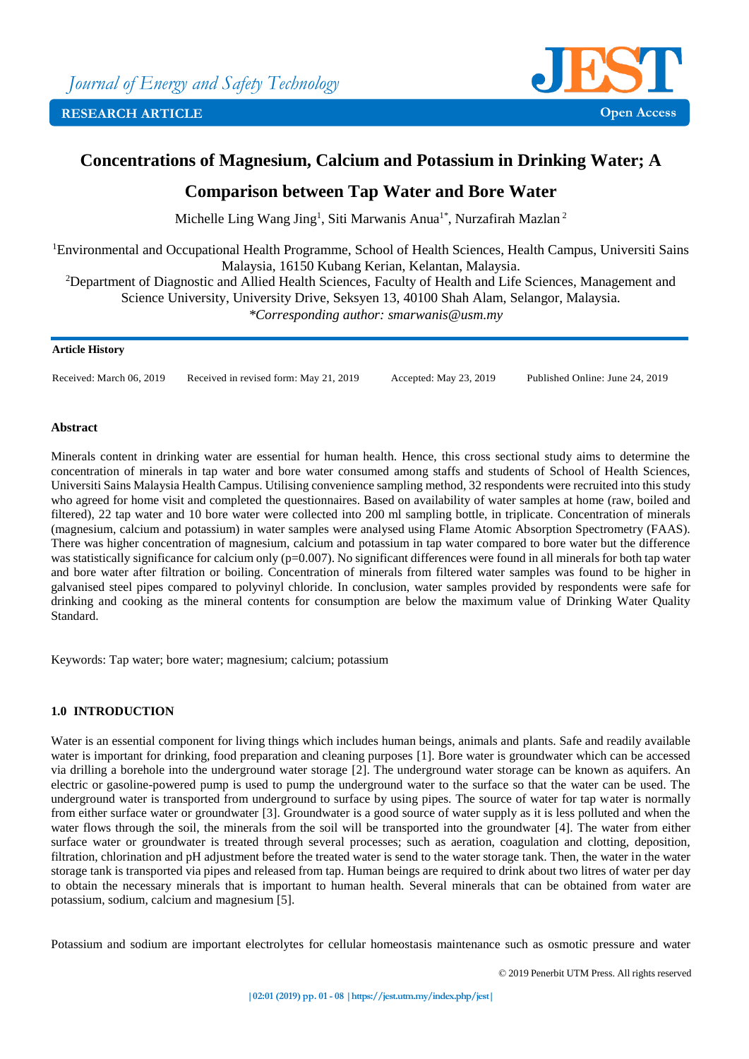# Concentrations of Magnesium, Calcium and Potassium in Drinking Water; A Comparison between Tap Water and Bore Water

Michelle Ling Wang Jing[1], Siti Marwanis Anua[1*], Nurzafirah Mazlan[2]

[1]Environmental and Occupational Health Programme, School of Health Sciences, Health Campus, Universiti Sains Malaysia, 16150 Kubang Kerian, Kelantan, Malaysia.
[2]Department of Diagnostic and Allied Health Sciences, Faculty of Health and Life Sciences, Management and Science University, University Drive, Seksyen 13, 40100 Shah Alam, Selangor, Malaysia.
*\*Corresponding author: smarwanis@usm.my*

**Article History**

Received: March 06, 2019 Received in revised form: May 21, 2019 Accepted: May 23, 2019 Published Online: June 24, 2019

**Abstract**

Minerals content in drinking water are essential for human health. Hence, this cross sectional study aims to determine the concentration of minerals in tap water and bore water consumed among staffs and students of School of Health Sciences, Universiti Sains Malaysia Health Campus. Utilising convenience sampling method, 32 respondents were recruited into this study who agreed for home visit and completed the questionnaires. Based on availability of water samples at home (raw, boiled and filtered), 22 tap water and 10 bore water were collected into 200 ml sampling bottle, in triplicate. Concentration of minerals (magnesium, calcium and potassium) in water samples were analysed using Flame Atomic Absorption Spectrometry (FAAS). There was higher concentration of magnesium, calcium and potassium in tap water compared to bore water but the difference was statistically significance for calcium only (p=0.007). No significant differences were found in all minerals for both tap water and bore water after filtration or boiling. Concentration of minerals from filtered water samples was found to be higher in galvanised steel pipes compared to polyvinyl chloride. In conclusion, water samples provided by respondents were safe for drinking and cooking as the mineral contents for consumption are below the maximum value of Drinking Water Quality Standard.

Keywords: Tap water; bore water; magnesium; calcium; potassium

## 1.0 INTRODUCTION

Water is an essential component for living things which includes human beings, animals and plants. Safe and readily available water is important for drinking, food preparation and cleaning purposes [1]. Bore water is groundwater which can be accessed via drilling a borehole into the underground water storage [2]. The underground water storage can be known as aquifers. An electric or gasoline-powered pump is used to pump the underground water to the surface so that the water can be used. The underground water is transported from underground to surface by using pipes. The source of water for tap water is normally from either surface water or groundwater [3]. Groundwater is a good source of water supply as it is less polluted and when the water flows through the soil, the minerals from the soil will be transported into the groundwater [4]. The water from either surface water or groundwater is treated through several processes; such as aeration, coagulation and clotting, deposition, filtration, chlorination and pH adjustment before the treated water is send to the water storage tank. Then, the water in the water storage tank is transported via pipes and released from tap. Human beings are required to drink about two litres of water per day to obtain the necessary minerals that is important to human health. Several minerals that can be obtained from water are potassium, sodium, calcium and magnesium [5].

Potassium and sodium are important electrolytes for cellular homeostasis maintenance such as osmotic pressure and water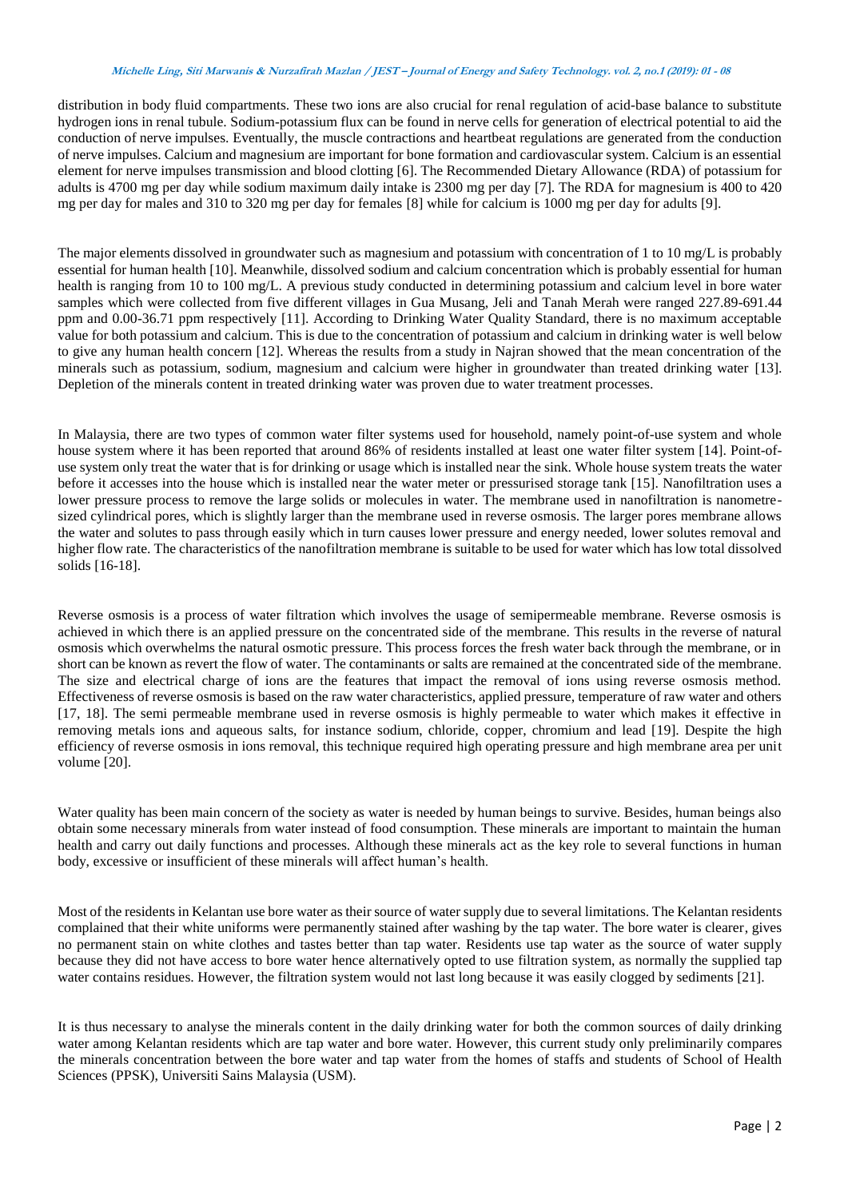distribution in body fluid compartments. These two ions are also crucial for renal regulation of acid-base balance to substitute hydrogen ions in renal tubule. Sodium-potassium flux can be found in nerve cells for generation of electrical potential to aid the conduction of nerve impulses. Eventually, the muscle contractions and heartbeat regulations are generated from the conduction of nerve impulses. Calcium and magnesium are important for bone formation and cardiovascular system. Calcium is an essential element for nerve impulses transmission and blood clotting [6]. The Recommended Dietary Allowance (RDA) of potassium for adults is 4700 mg per day while sodium maximum daily intake is 2300 mg per day [7]. The RDA for magnesium is 400 to 420 mg per day for males and 310 to 320 mg per day for females [8] while for calcium is 1000 mg per day for adults [9].

The major elements dissolved in groundwater such as magnesium and potassium with concentration of 1 to 10 mg/L is probably essential for human health [10]. Meanwhile, dissolved sodium and calcium concentration which is probably essential for human health is ranging from 10 to 100 mg/L. A previous study conducted in determining potassium and calcium level in bore water samples which were collected from five different villages in Gua Musang, Jeli and Tanah Merah were ranged 227.89-691.44 ppm and 0.00-36.71 ppm respectively [11]. According to Drinking Water Quality Standard, there is no maximum acceptable value for both potassium and calcium. This is due to the concentration of potassium and calcium in drinking water is well below to give any human health concern [12]. Whereas the results from a study in Najran showed that the mean concentration of the minerals such as potassium, sodium, magnesium and calcium were higher in groundwater than treated drinking water [13]. Depletion of the minerals content in treated drinking water was proven due to water treatment processes.

In Malaysia, there are two types of common water filter systems used for household, namely point-of-use system and whole house system where it has been reported that around 86% of residents installed at least one water filter system [14]. Point-of-use system only treat the water that is for drinking or usage which is installed near the sink. Whole house system treats the water before it accesses into the house which is installed near the water meter or pressurised storage tank [15]. Nanofiltration uses a lower pressure process to remove the large solids or molecules in water. The membrane used in nanofiltration is nanometre-sized cylindrical pores, which is slightly larger than the membrane used in reverse osmosis. The larger pores membrane allows the water and solutes to pass through easily which in turn causes lower pressure and energy needed, lower solutes removal and higher flow rate. The characteristics of the nanofiltration membrane is suitable to be used for water which has low total dissolved solids [16-18].

Reverse osmosis is a process of water filtration which involves the usage of semipermeable membrane. Reverse osmosis is achieved in which there is an applied pressure on the concentrated side of the membrane. This results in the reverse of natural osmosis which overwhelms the natural osmotic pressure. This process forces the fresh water back through the membrane, or in short can be known as revert the flow of water. The contaminants or salts are remained at the concentrated side of the membrane. The size and electrical charge of ions are the features that impact the removal of ions using reverse osmosis method. Effectiveness of reverse osmosis is based on the raw water characteristics, applied pressure, temperature of raw water and others [17, 18]. The semi permeable membrane used in reverse osmosis is highly permeable to water which makes it effective in removing metals ions and aqueous salts, for instance sodium, chloride, copper, chromium and lead [19]. Despite the high efficiency of reverse osmosis in ions removal, this technique required high operating pressure and high membrane area per unit volume [20].

Water quality has been main concern of the society as water is needed by human beings to survive. Besides, human beings also obtain some necessary minerals from water instead of food consumption. These minerals are important to maintain the human health and carry out daily functions and processes. Although these minerals act as the key role to several functions in human body, excessive or insufficient of these minerals will affect human's health.

Most of the residents in Kelantan use bore water as their source of water supply due to several limitations. The Kelantan residents complained that their white uniforms were permanently stained after washing by the tap water. The bore water is clearer, gives no permanent stain on white clothes and tastes better than tap water. Residents use tap water as the source of water supply because they did not have access to bore water hence alternatively opted to use filtration system, as normally the supplied tap water contains residues. However, the filtration system would not last long because it was easily clogged by sediments [21].

It is thus necessary to analyse the minerals content in the daily drinking water for both the common sources of daily drinking water among Kelantan residents which are tap water and bore water. However, this current study only preliminarily compares the minerals concentration between the bore water and tap water from the homes of staffs and students of School of Health Sciences (PPSK), Universiti Sains Malaysia (USM).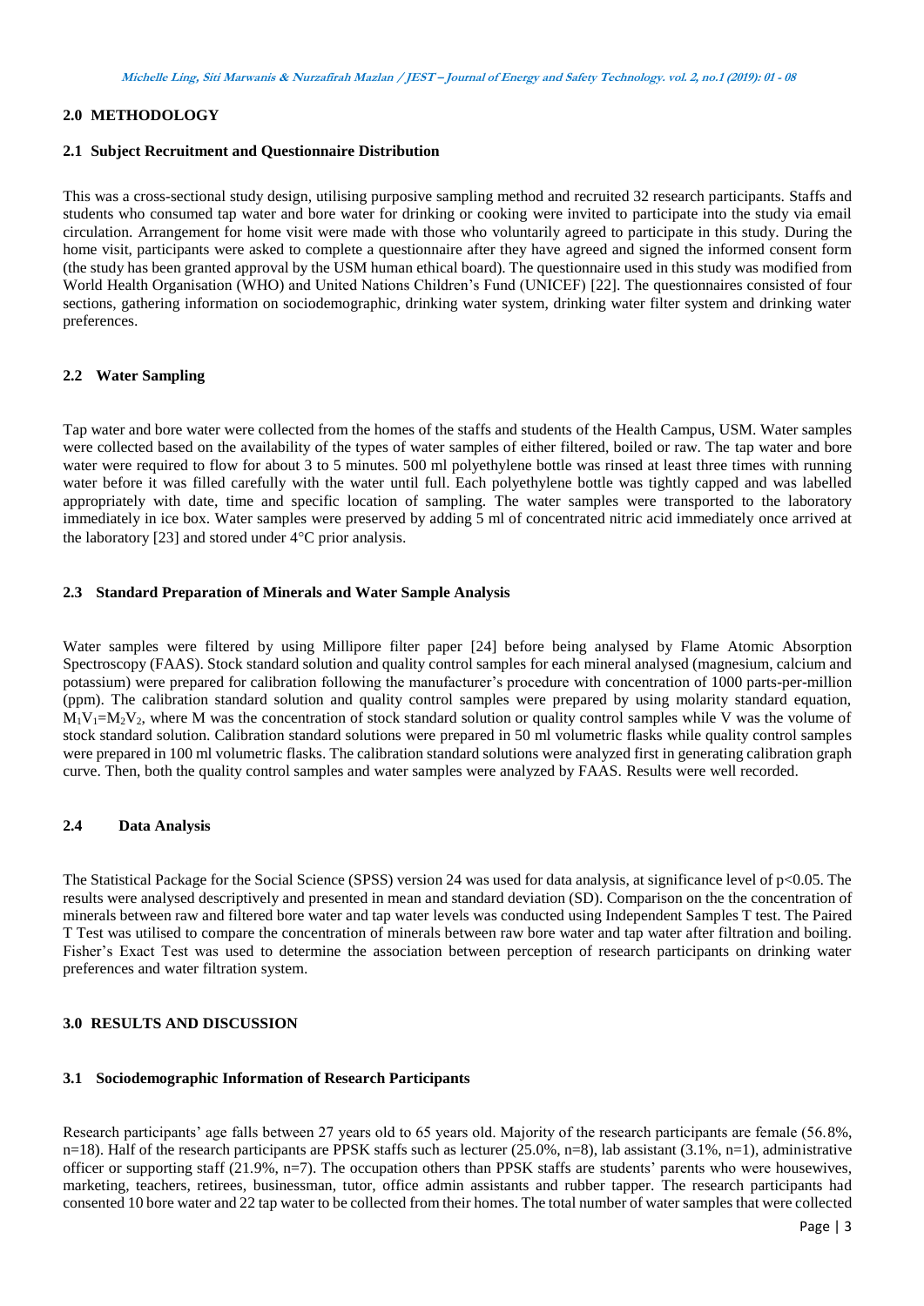## 2.0 METHODOLOGY

### 2.1 Subject Recruitment and Questionnaire Distribution

This was a cross-sectional study design, utilising purposive sampling method and recruited 32 research participants. Staffs and students who consumed tap water and bore water for drinking or cooking were invited to participate into the study via email circulation. Arrangement for home visit were made with those who voluntarily agreed to participate in this study. During the home visit, participants were asked to complete a questionnaire after they have agreed and signed the informed consent form (the study has been granted approval by the USM human ethical board). The questionnaire used in this study was modified from World Health Organisation (WHO) and United Nations Children's Fund (UNICEF) [22]. The questionnaires consisted of four sections, gathering information on sociodemographic, drinking water system, drinking water filter system and drinking water preferences.

### 2.2 Water Sampling

Tap water and bore water were collected from the homes of the staffs and students of the Health Campus, USM. Water samples were collected based on the availability of the types of water samples of either filtered, boiled or raw. The tap water and bore water were required to flow for about 3 to 5 minutes. 500 ml polyethylene bottle was rinsed at least three times with running water before it was filled carefully with the water until full. Each polyethylene bottle was tightly capped and was labelled appropriately with date, time and specific location of sampling. The water samples were transported to the laboratory immediately in ice box. Water samples were preserved by adding 5 ml of concentrated nitric acid immediately once arrived at the laboratory [23] and stored under 4°C prior analysis.

### 2.3 Standard Preparation of Minerals and Water Sample Analysis

Water samples were filtered by using Millipore filter paper [24] before being analysed by Flame Atomic Absorption Spectroscopy (FAAS). Stock standard solution and quality control samples for each mineral analysed (magnesium, calcium and potassium) were prepared for calibration following the manufacturer's procedure with concentration of 1000 parts-per-million (ppm). The calibration standard solution and quality control samples were prepared by using molarity standard equation, $M_1V_1=M_2V_2$, where M was the concentration of stock standard solution or quality control samples while V was the volume of stock standard solution. Calibration standard solutions were prepared in 50 ml volumetric flasks while quality control samples were prepared in 100 ml volumetric flasks. The calibration standard solutions were analyzed first in generating calibration graph curve. Then, both the quality control samples and water samples were analyzed by FAAS. Results were well recorded.

### 2.4 Data Analysis

The Statistical Package for the Social Science (SPSS) version 24 was used for data analysis, at significance level of $p<0.05$. The results were analysed descriptively and presented in mean and standard deviation (SD). Comparison on the the concentration of minerals between raw and filtered bore water and tap water levels was conducted using Independent Samples T test. The Paired T Test was utilised to compare the concentration of minerals between raw bore water and tap water after filtration and boiling. Fisher's Exact Test was used to determine the association between perception of research participants on drinking water preferences and water filtration system.

## 3.0 RESULTS AND DISCUSSION

### 3.1 Sociodemographic Information of Research Participants

Research participants' age falls between 27 years old to 65 years old. Majority of the research participants are female (56.8%, n=18). Half of the research participants are PPSK staffs such as lecturer (25.0%, n=8), lab assistant (3.1%, n=1), administrative officer or supporting staff (21.9%, n=7). The occupation others than PPSK staffs are students' parents who were housewives, marketing, teachers, retirees, businessman, tutor, office admin assistants and rubber tapper. The research participants had consented 10 bore water and 22 tap water to be collected from their homes. The total number of water samples that were collected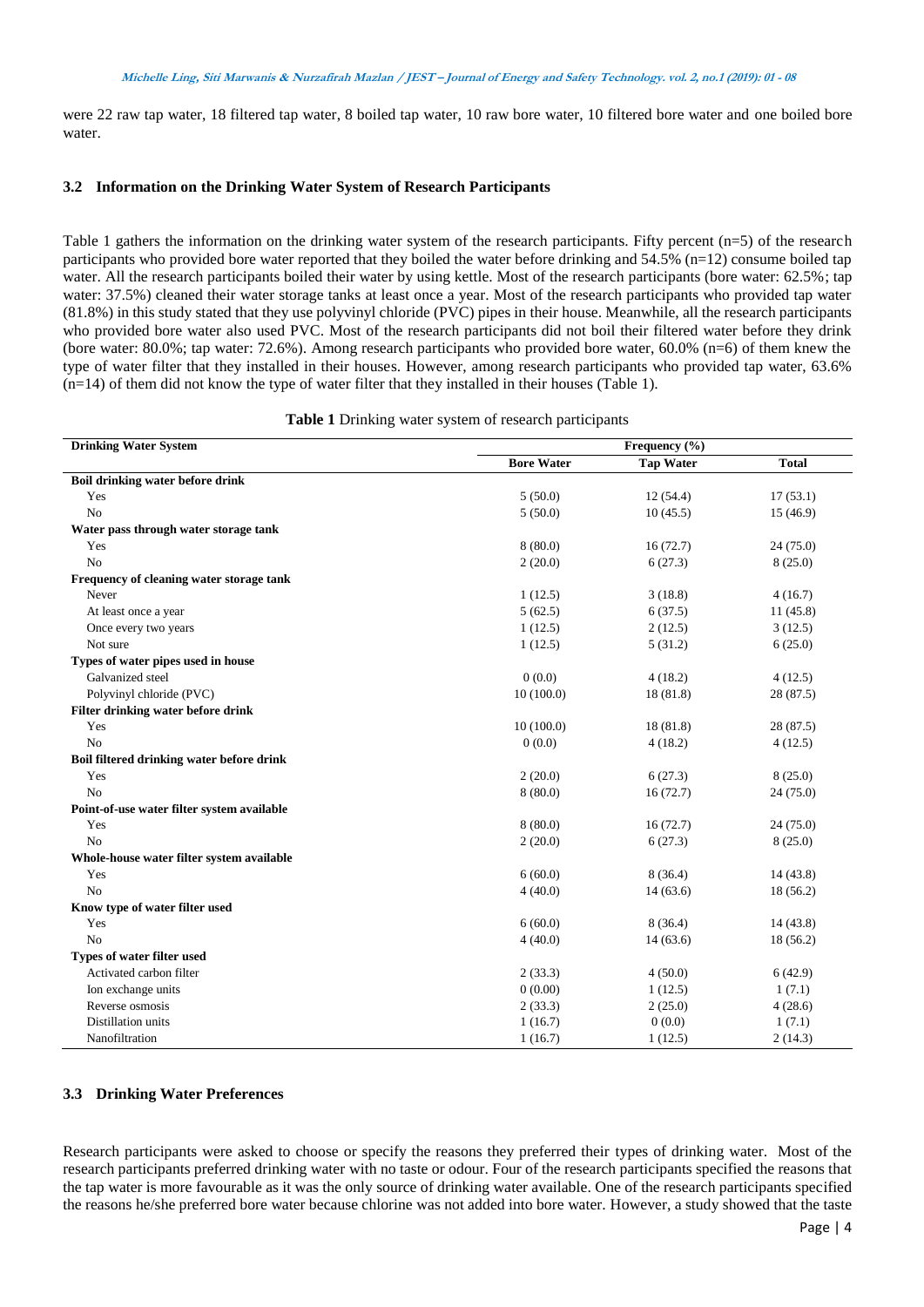were 22 raw tap water, 18 filtered tap water, 8 boiled tap water, 10 raw bore water, 10 filtered bore water and one boiled bore water.

### 3.2 Information on the Drinking Water System of Research Participants

Table 1 gathers the information on the drinking water system of the research participants. Fifty percent (n=5) of the research participants who provided bore water reported that they boiled the water before drinking and 54.5% (n=12) consume boiled tap water. All the research participants boiled their water by using kettle. Most of the research participants (bore water: 62.5%; tap water: 37.5%) cleaned their water storage tanks at least once a year. Most of the research participants who provided tap water (81.8%) in this study stated that they use polyvinyl chloride (PVC) pipes in their house. Meanwhile, all the research participants who provided bore water also used PVC. Most of the research participants did not boil their filtered water before they drink (bore water: 80.0%; tap water: 72.6%). Among research participants who provided bore water, 60.0% (n=6) of them knew the type of water filter that they installed in their houses. However, among research participants who provided tap water, 63.6% (n=14) of them did not know the type of water filter that they installed in their houses (Table 1).

**Table 1** Drinking water system of research participants

| Drinking Water System | Frequency (%) | | |
|---|---|---|---|
| | Bore Water | Tap Water | Total |
| **Boil drinking water before drink** | | | |
| Yes | 5 (50.0) | 12 (54.4) | 17 (53.1) |
| No | 5 (50.0) | 10 (45.5) | 15 (46.9) |
| **Water pass through water storage tank** | | | |
| Yes | 8 (80.0) | 16 (72.7) | 24 (75.0) |
| No | 2 (20.0) | 6 (27.3) | 8 (25.0) |
| **Frequency of cleaning water storage tank** | | | |
| Never | 1 (12.5) | 3 (18.8) | 4 (16.7) |
| At least once a year | 5 (62.5) | 6 (37.5) | 11 (45.8) |
| Once every two years | 1 (12.5) | 2 (12.5) | 3 (12.5) |
| Not sure | 1 (12.5) | 5 (31.2) | 6 (25.0) |
| **Types of water pipes used in house** | | | |
| Galvanized steel | 0 (0.0) | 4 (18.2) | 4 (12.5) |
| Polyvinyl chloride (PVC) | 10 (100.0) | 18 (81.8) | 28 (87.5) |
| **Filter drinking water before drink** | | | |
| Yes | 10 (100.0) | 18 (81.8) | 28 (87.5) |
| No | 0 (0.0) | 4 (18.2) | 4 (12.5) |
| **Boil filtered drinking water before drink** | | | |
| Yes | 2 (20.0) | 6 (27.3) | 8 (25.0) |
| No | 8 (80.0) | 16 (72.7) | 24 (75.0) |
| **Point-of-use water filter system available** | | | |
| Yes | 8 (80.0) | 16 (72.7) | 24 (75.0) |
| No | 2 (20.0) | 6 (27.3) | 8 (25.0) |
| **Whole-house water filter system available** | | | |
| Yes | 6 (60.0) | 8 (36.4) | 14 (43.8) |
| No | 4 (40.0) | 14 (63.6) | 18 (56.2) |
| **Know type of water filter used** | | | |
| Yes | 6 (60.0) | 8 (36.4) | 14 (43.8) |
| No | 4 (40.0) | 14 (63.6) | 18 (56.2) |
| **Types of water filter used** | | | |
| Activated carbon filter | 2 (33.3) | 4 (50.0) | 6 (42.9) |
| Ion exchange units | 0 (0.00) | 1 (12.5) | 1 (7.1) |
| Reverse osmosis | 2 (33.3) | 2 (25.0) | 4 (28.6) |
| Distillation units | 1 (16.7) | 0 (0.0) | 1 (7.1) |
| Nanofiltration | 1 (16.7) | 1 (12.5) | 2 (14.3) |

### 3.3 Drinking Water Preferences

Research participants were asked to choose or specify the reasons they preferred their types of drinking water. Most of the research participants preferred drinking water with no taste or odour. Four of the research participants specified the reasons that the tap water is more favourable as it was the only source of drinking water available. One of the research participants specified the reasons he/she preferred bore water because chlorine was not added into bore water. However, a study showed that the taste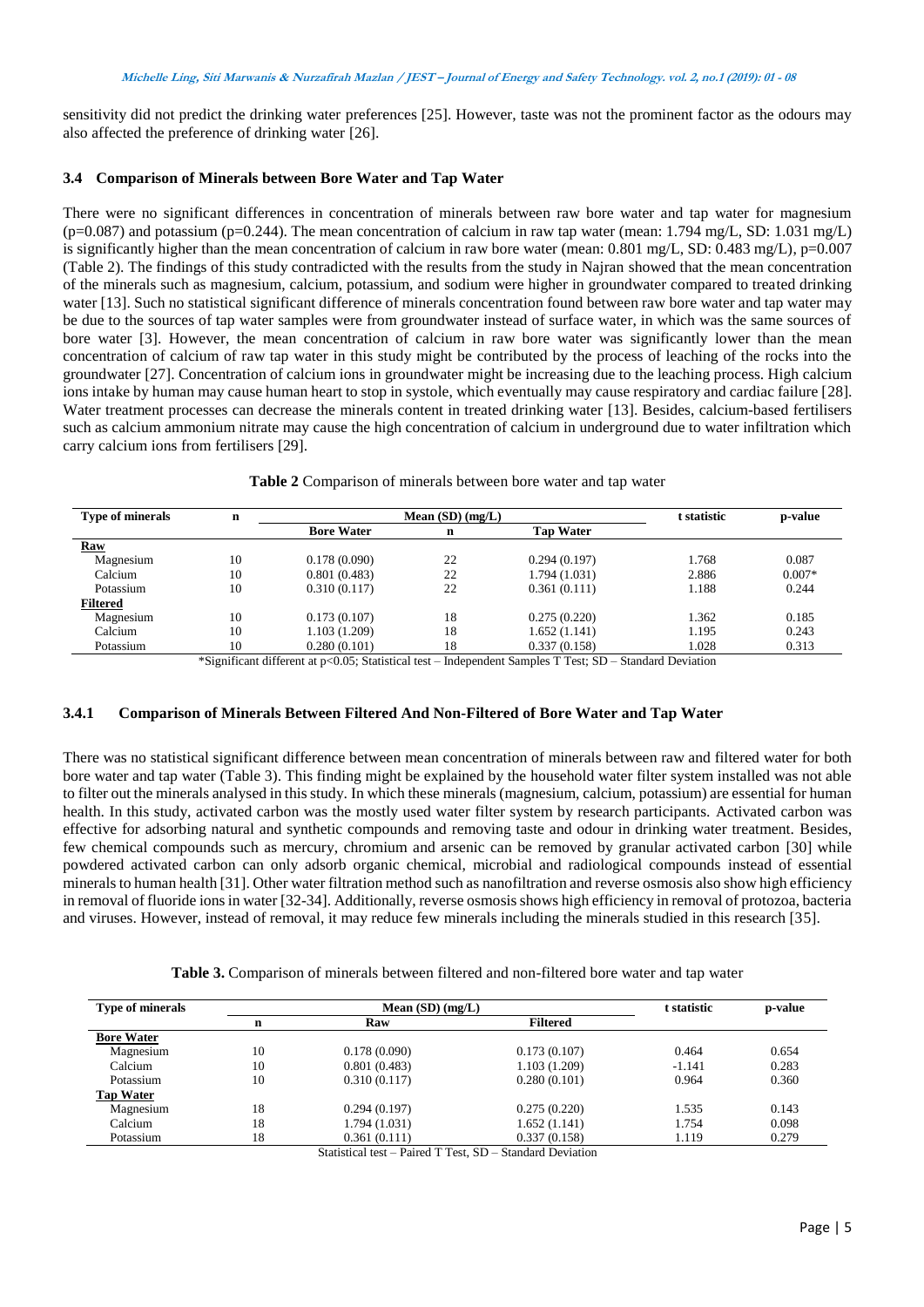sensitivity did not predict the drinking water preferences [25]. However, taste was not the prominent factor as the odours may also affected the preference of drinking water [26].

### 3.4 Comparison of Minerals between Bore Water and Tap Water

There were no significant differences in concentration of minerals between raw bore water and tap water for magnesium ($p=0.087$) and potassium ($p=0.244$). The mean concentration of calcium in raw tap water (mean: 1.794 mg/L, SD: 1.031 mg/L) is significantly higher than the mean concentration of calcium in raw bore water (mean: 0.801 mg/L, SD: 0.483 mg/L), $p=0.007$ (Table 2). The findings of this study contradicted with the results from the study in Najran showed that the mean concentration of the minerals such as magnesium, calcium, potassium, and sodium were higher in groundwater compared to treated drinking water [13]. Such no statistical significant difference of minerals concentration found between raw bore water and tap water may be due to the sources of tap water samples were from groundwater instead of surface water, in which was the same sources of bore water [3]. However, the mean concentration of calcium in raw bore water was significantly lower than the mean concentration of calcium of raw tap water in this study might be contributed by the process of leaching of the rocks into the groundwater [27]. Concentration of calcium ions in groundwater might be increasing due to the leaching process. High calcium ions intake by human may cause human heart to stop in systole, which eventually may cause respiratory and cardiac failure [28]. Water treatment processes can decrease the minerals content in treated drinking water [13]. Besides, calcium-based fertilisers such as calcium ammonium nitrate may cause the high concentration of calcium in underground due to water infiltration which carry calcium ions from fertilisers [29].

**Table 2** Comparison of minerals between bore water and tap water

| Type of minerals | n | Mean (SD) (mg/L) | | | t statistic | p-value |
|---|---|---|---|---|---|---|
| | | Bore Water | n | Tap Water | | |
| **Raw** | | | | | | |
| Magnesium | 10 | 0.178 (0.090) | 22 | 0.294 (0.197) | 1.768 | 0.087 |
| Calcium | 10 | 0.801 (0.483) | 22 | 1.794 (1.031) | 2.886 | 0.007* |
| Potassium | 10 | 0.310 (0.117) | 22 | 0.361 (0.111) | 1.188 | 0.244 |
| **Filtered** | | | | | | |
| Magnesium | 10 | 0.173 (0.107) | 18 | 0.275 (0.220) | 1.362 | 0.185 |
| Calcium | 10 | 1.103 (1.209) | 18 | 1.652 (1.141) | 1.195 | 0.243 |
| Potassium | 10 | 0.280 (0.101) | 18 | 0.337 (0.158) | 1.028 | 0.313 |

*Significant different at $p<0.05$; Statistical test – Independent Samples T Test; SD – Standard Deviation

#### 3.4.1 Comparison of Minerals Between Filtered And Non-Filtered of Bore Water and Tap Water

There was no statistical significant difference between mean concentration of minerals between raw and filtered water for both bore water and tap water (Table 3). This finding might be explained by the household water filter system installed was not able to filter out the minerals analysed in this study. In which these minerals (magnesium, calcium, potassium) are essential for human health. In this study, activated carbon was the mostly used water filter system by research participants. Activated carbon was effective for adsorbing natural and synthetic compounds and removing taste and odour in drinking water treatment. Besides, few chemical compounds such as mercury, chromium and arsenic can be removed by granular activated carbon [30] while powdered activated carbon can only adsorb organic chemical, microbial and radiological compounds instead of essential minerals to human health [31]. Other water filtration method such as nanofiltration and reverse osmosis also show high efficiency in removal of fluoride ions in water [32-34]. Additionally, reverse osmosis shows high efficiency in removal of protozoa, bacteria and viruses. However, instead of removal, it may reduce few minerals including the minerals studied in this research [35].

**Table 3.** Comparison of minerals between filtered and non-filtered bore water and tap water

| Type of minerals | Mean (SD) (mg/L) | | | t statistic | p-value |
|---|---|---|---|---|---|
| | n | Raw | Filtered | | |
| **Bore Water** | | | | | |
| Magnesium | 10 | 0.178 (0.090) | 0.173 (0.107) | 0.464 | 0.654 |
| Calcium | 10 | 0.801 (0.483) | 1.103 (1.209) | -1.141 | 0.283 |
| Potassium | 10 | 0.310 (0.117) | 0.280 (0.101) | 0.964 | 0.360 |
| **Tap Water** | | | | | |
| Magnesium | 18 | 0.294 (0.197) | 0.275 (0.220) | 1.535 | 0.143 |
| Calcium | 18 | 1.794 (1.031) | 1.652 (1.141) | 1.754 | 0.098 |
| Potassium | 18 | 0.361 (0.111) | 0.337 (0.158) | 1.119 | 0.279 |

Statistical test – Paired T Test, SD – Standard Deviation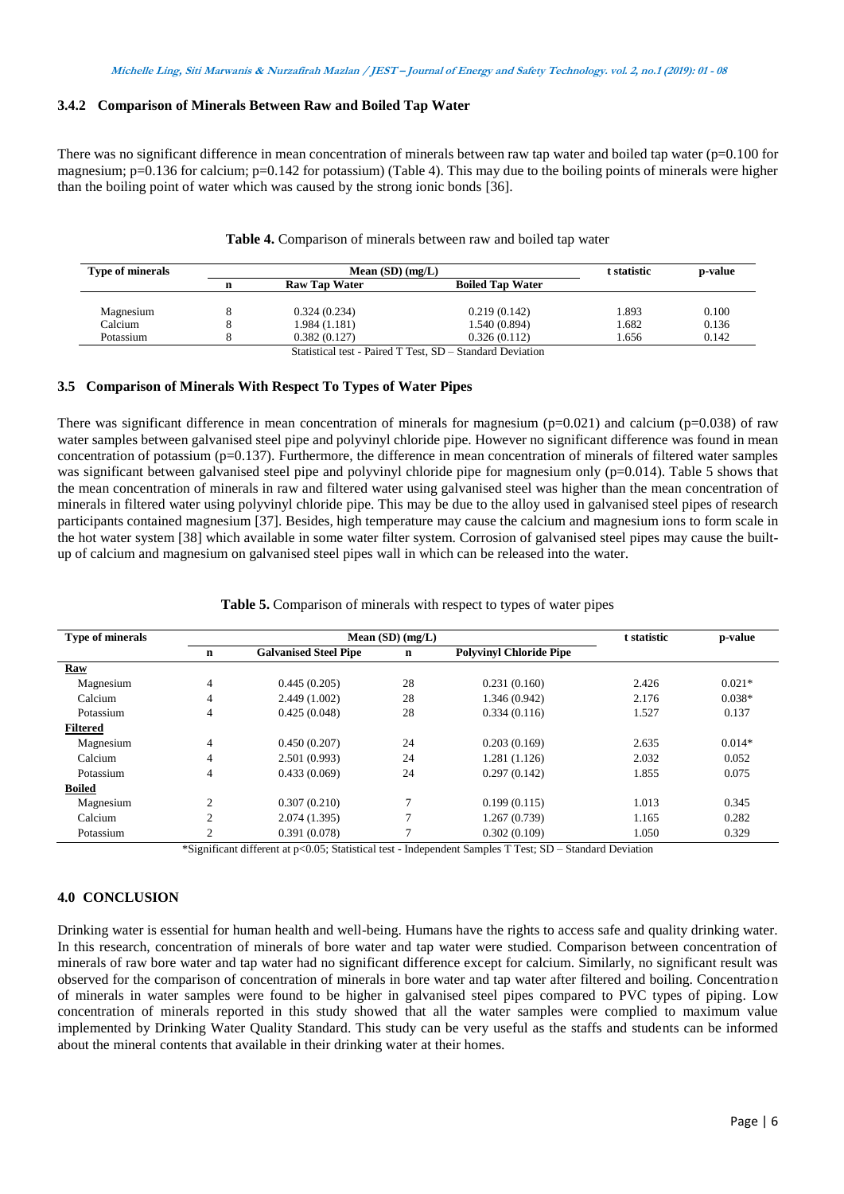### 3.4.2 Comparison of Minerals Between Raw and Boiled Tap Water

There was no significant difference in mean concentration of minerals between raw tap water and boiled tap water (p=0.100 for magnesium; p=0.136 for calcium; p=0.142 for potassium) (Table 4). This may due to the boiling points of minerals were higher than the boiling point of water which was caused by the strong ionic bonds [36].

**Table 4.** Comparison of minerals between raw and boiled tap water

| Type of minerals | Mean (SD) (mg/L) | | | t statistic | p-value |
|---|---|---|---|---|---|
| | n | Raw Tap Water | Boiled Tap Water | | |
| Magnesium | 8 | 0.324 (0.234) | 0.219 (0.142) | 1.893 | 0.100 |
| Calcium | 8 | 1.984 (1.181) | 1.540 (0.894) | 1.682 | 0.136 |
| Potassium | 8 | 0.382 (0.127) | 0.326 (0.112) | 1.656 | 0.142 |

Statistical test - Paired T Test, SD – Standard Deviation

## 3.5 Comparison of Minerals With Respect To Types of Water Pipes

There was significant difference in mean concentration of minerals for magnesium (p=0.021) and calcium (p=0.038) of raw water samples between galvanised steel pipe and polyvinyl chloride pipe. However no significant difference was found in mean concentration of potassium (p=0.137). Furthermore, the difference in mean concentration of minerals of filtered water samples was significant between galvanised steel pipe and polyvinyl chloride pipe for magnesium only (p=0.014). Table 5 shows that the mean concentration of minerals in raw and filtered water using galvanised steel was higher than the mean concentration of minerals in filtered water using polyvinyl chloride pipe. This may be due to the alloy used in galvanised steel pipes of research participants contained magnesium [37]. Besides, high temperature may cause the calcium and magnesium ions to form scale in the hot water system [38] which available in some water filter system. Corrosion of galvanised steel pipes may cause the built-up of calcium and magnesium on galvanised steel pipes wall in which can be released into the water.

**Table 5.** Comparison of minerals with respect to types of water pipes

| Type of minerals | Mean (SD) (mg/L) | | | | t statistic | p-value |
|---|---|---|---|---|---|---|
| | n | Galvanised Steel Pipe | n | Polyvinyl Chloride Pipe | | |
| **Raw** | | | | | | |
| Magnesium | 4 | 0.445 (0.205) | 28 | 0.231 (0.160) | 2.426 | 0.021* |
| Calcium | 4 | 2.449 (1.002) | 28 | 1.346 (0.942) | 2.176 | 0.038* |
| Potassium | 4 | 0.425 (0.048) | 28 | 0.334 (0.116) | 1.527 | 0.137 |
| **Filtered** | | | | | | |
| Magnesium | 4 | 0.450 (0.207) | 24 | 0.203 (0.169) | 2.635 | 0.014* |
| Calcium | 4 | 2.501 (0.993) | 24 | 1.281 (1.126) | 2.032 | 0.052 |
| Potassium | 4 | 0.433 (0.069) | 24 | 0.297 (0.142) | 1.855 | 0.075 |
| **Boiled** | | | | | | |
| Magnesium | 2 | 0.307 (0.210) | 7 | 0.199 (0.115) | 1.013 | 0.345 |
| Calcium | 2 | 2.074 (1.395) | 7 | 1.267 (0.739) | 1.165 | 0.282 |
| Potassium | 2 | 0.391 (0.078) | 7 | 0.302 (0.109) | 1.050 | 0.329 |

*Significant different at p<0.05; Statistical test - Independent Samples T Test; SD – Standard Deviation

## 4.0 CONCLUSION

Drinking water is essential for human health and well-being. Humans have the rights to access safe and quality drinking water. In this research, concentration of minerals of bore water and tap water were studied. Comparison between concentration of minerals of raw bore water and tap water had no significant difference except for calcium. Similarly, no significant result was observed for the comparison of concentration of minerals in bore water and tap water after filtered and boiling. Concentration of minerals in water samples were found to be higher in galvanised steel pipes compared to PVC types of piping. Low concentration of minerals reported in this study showed that all the water samples were complied to maximum value implemented by Drinking Water Quality Standard. This study can be very useful as the staffs and students can be informed about the mineral contents that available in their drinking water at their homes.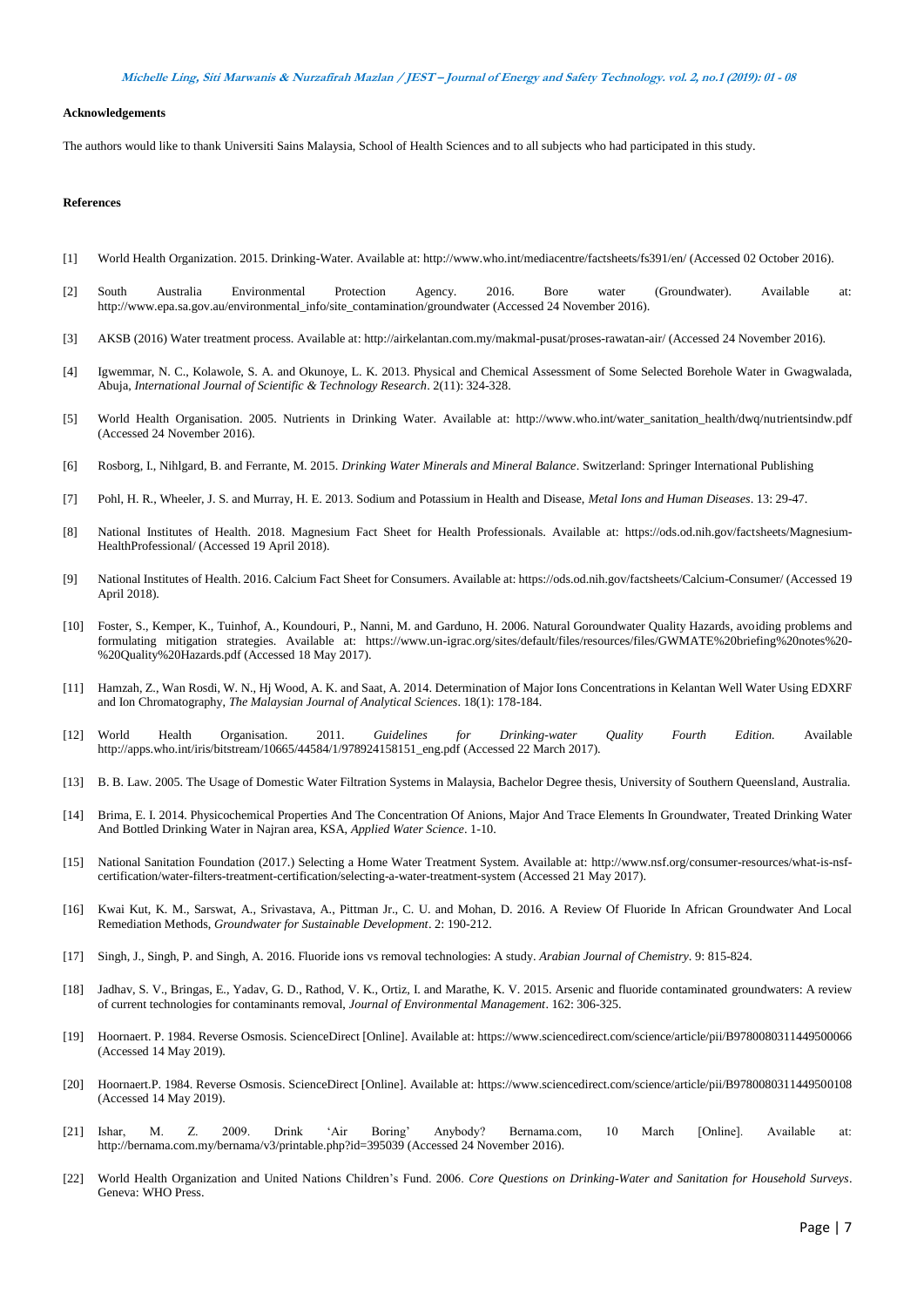**Acknowledgements**

The authors would like to thank Universiti Sains Malaysia, School of Health Sciences and to all subjects who had participated in this study.

**References**

[1] World Health Organization. 2015. Drinking-Water. Available at: http://www.who.int/mediacentre/factsheets/fs391/en/ (Accessed 02 October 2016).

[2] South Australia Environmental Protection Agency. 2016. Bore water (Groundwater). Available at: http://www.epa.sa.gov.au/environmental_info/site_contamination/groundwater (Accessed 24 November 2016).

[3] AKSB (2016) Water treatment process. Available at: http://airkelantan.com.my/makmal-pusat/proses-rawatan-air/ (Accessed 24 November 2016).

[4] Igwemmar, N. C., Kolawole, S. A. and Okunoye, L. K. 2013. Physical and Chemical Assessment of Some Selected Borehole Water in Gwagwalada, Abuja, *International Journal of Scientific & Technology Research*. 2(11): 324-328.

[5] World Health Organisation. 2005. Nutrients in Drinking Water. Available at: http://www.who.int/water_sanitation_health/dwq/nutrientsindw.pdf (Accessed 24 November 2016).

[6] Rosborg, I., Nihlgard, B. and Ferrante, M. 2015. *Drinking Water Minerals and Mineral Balance*. Switzerland: Springer International Publishing

[7] Pohl, H. R., Wheeler, J. S. and Murray, H. E. 2013. Sodium and Potassium in Health and Disease, *Metal Ions and Human Diseases*. 13: 29-47.

[8] National Institutes of Health. 2018. Magnesium Fact Sheet for Health Professionals. Available at: https://ods.od.nih.gov/factsheets/Magnesium-HealthProfessional/ (Accessed 19 April 2018).

[9] National Institutes of Health. 2016. Calcium Fact Sheet for Consumers. Available at: https://ods.od.nih.gov/factsheets/Calcium-Consumer/ (Accessed 19 April 2018).

[10] Foster, S., Kemper, K., Tuinhof, A., Koundouri, P., Nanni, M. and Garduno, H. 2006. Natural Goroundwater Quality Hazards, avoiding problems and formulating mitigation strategies. Available at: https://www.un-igrac.org/sites/default/files/resources/files/GWMATE%20briefing%20notes%20-%20Quality%20Hazards.pdf (Accessed 18 May 2017).

[11] Hamzah, Z., Wan Rosdi, W. N., Hj Wood, A. K. and Saat, A. 2014. Determination of Major Ions Concentrations in Kelantan Well Water Using EDXRF and Ion Chromatography, *The Malaysian Journal of Analytical Sciences*. 18(1): 178-184.

[12] World Health Organisation. 2011. *Guidelines for Drinking-water Quality Fourth Edition.* Available http://apps.who.int/iris/bitstream/10665/44584/1/978924158151_eng.pdf (Accessed 22 March 2017).

[13] B. B. Law. 2005. The Usage of Domestic Water Filtration Systems in Malaysia, Bachelor Degree thesis, University of Southern Queensland, Australia.

[14] Brima, E. I. 2014. Physicochemical Properties And The Concentration Of Anions, Major And Trace Elements In Groundwater, Treated Drinking Water And Bottled Drinking Water in Najran area, KSA, *Applied Water Science*. 1-10.

[15] National Sanitation Foundation (2017.) Selecting a Home Water Treatment System. Available at: http://www.nsf.org/consumer-resources/what-is-nsf-certification/water-filters-treatment-certification/selecting-a-water-treatment-system (Accessed 21 May 2017).

[16] Kwai Kut, K. M., Sarswat, A., Srivastava, A., Pittman Jr., C. U. and Mohan, D. 2016. A Review Of Fluoride In African Groundwater And Local Remediation Methods, *Groundwater for Sustainable Development*. 2: 190-212.

[17] Singh, J., Singh, P. and Singh, A. 2016. Fluoride ions vs removal technologies: A study. *Arabian Journal of Chemistry*. 9: 815-824.

[18] Jadhav, S. V., Bringas, E., Yadav, G. D., Rathod, V. K., Ortiz, I. and Marathe, K. V. 2015. Arsenic and fluoride contaminated groundwaters: A review of current technologies for contaminants removal, *Journal of Environmental Management*. 162: 306-325.

[19] Hoornaert. P. 1984. Reverse Osmosis. ScienceDirect [Online]. Available at: https://www.sciencedirect.com/science/article/pii/B9780080311449500066 (Accessed 14 May 2019).

[20] Hoornaert.P. 1984. Reverse Osmosis. ScienceDirect [Online]. Available at: https://www.sciencedirect.com/science/article/pii/B9780080311449500108 (Accessed 14 May 2019).

[21] Ishar, M. Z. 2009. Drink 'Air Boring' Anybody? Bernama.com, 10 March [Online]. Available at: http://bernama.com.my/bernama/v3/printable.php?id=395039 (Accessed 24 November 2016).

[22] World Health Organization and United Nations Children's Fund. 2006. *Core Questions on Drinking-Water and Sanitation for Household Surveys*. Geneva: WHO Press.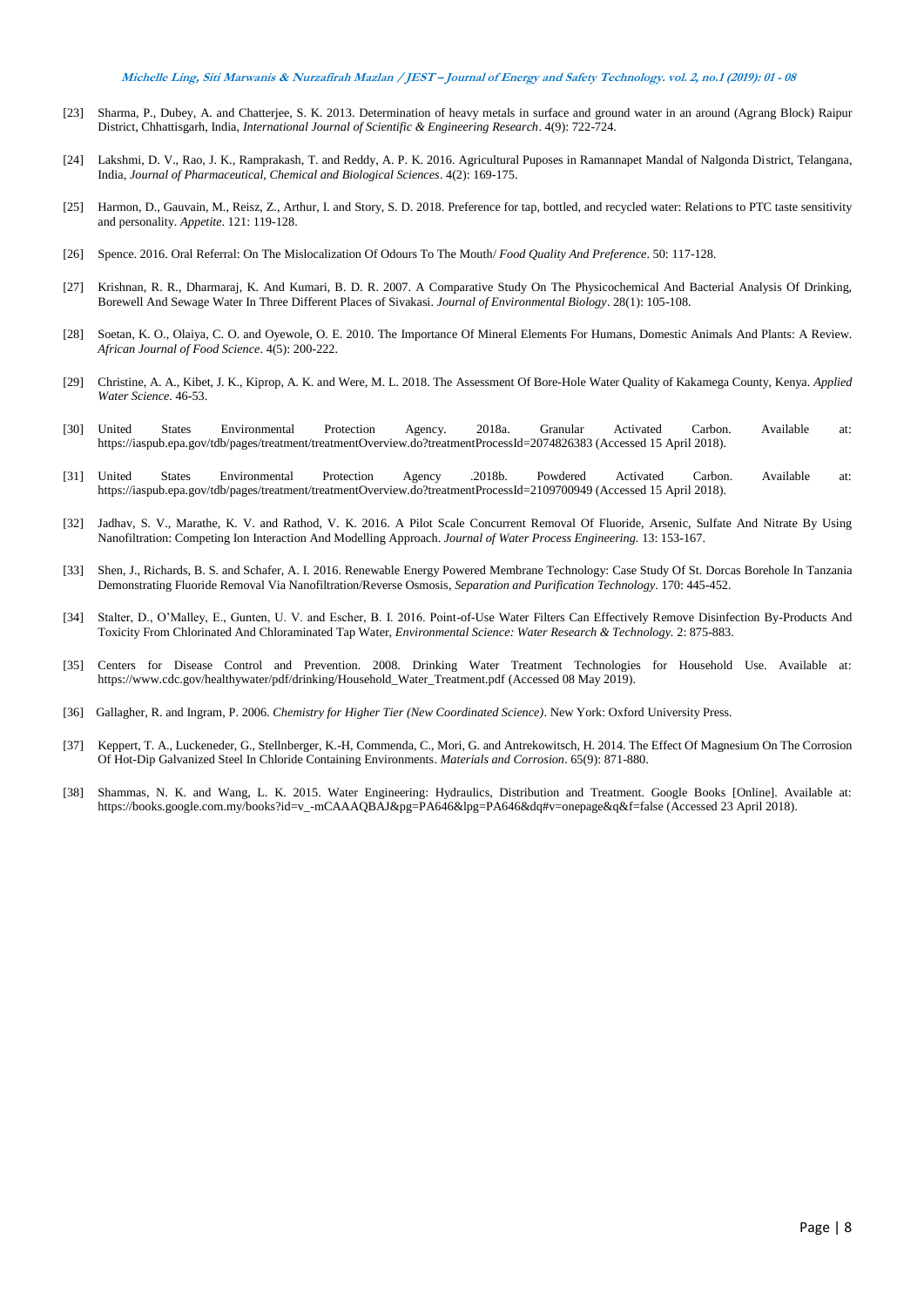[23] Sharma, P., Dubey, A. and Chatterjee, S. K. 2013. Determination of heavy metals in surface and ground water in an around (Agrang Block) Raipur District, Chhattisgarh, India, *International Journal of Scientific & Engineering Research*. 4(9): 722-724.

[24] Lakshmi, D. V., Rao, J. K., Ramprakash, T. and Reddy, A. P. K. 2016. Agricultural Puposes in Ramannapet Mandal of Nalgonda District, Telangana, India, *Journal of Pharmaceutical, Chemical and Biological Sciences*. 4(2): 169-175.

[25] Harmon, D., Gauvain, M., Reisz, Z., Arthur, I. and Story, S. D. 2018. Preference for tap, bottled, and recycled water: Relations to PTC taste sensitivity and personality. *Appetite*. 121: 119-128.

[26] Spence. 2016. Oral Referral: On The Mislocalization Of Odours To The Mouth/ *Food Quality And Preference*. 50: 117-128.

[27] Krishnan, R. R., Dharmaraj, K. And Kumari, B. D. R. 2007. A Comparative Study On The Physicochemical And Bacterial Analysis Of Drinking, Borewell And Sewage Water In Three Different Places of Sivakasi. *Journal of Environmental Biology*. 28(1): 105-108.

[28] Soetan, K. O., Olaiya, C. O. and Oyewole, O. E. 2010. The Importance Of Mineral Elements For Humans, Domestic Animals And Plants: A Review. *African Journal of Food Science*. 4(5): 200-222.

[29] Christine, A. A., Kibet, J. K., Kiprop, A. K. and Were, M. L. 2018. The Assessment Of Bore-Hole Water Quality of Kakamega County, Kenya. *Applied Water Science*. 46-53.

[30] United States Environmental Protection Agency. 2018a. Granular Activated Carbon. Available at: https://iaspub.epa.gov/tdb/pages/treatment/treatmentOverview.do?treatmentProcessId=2074826383 (Accessed 15 April 2018).

[31] United States Environmental Protection Agency .2018b. Powdered Activated Carbon. Available at: https://iaspub.epa.gov/tdb/pages/treatment/treatmentOverview.do?treatmentProcessId=2109700949 (Accessed 15 April 2018).

[32] Jadhav, S. V., Marathe, K. V. and Rathod, V. K. 2016. A Pilot Scale Concurrent Removal Of Fluoride, Arsenic, Sulfate And Nitrate By Using Nanofiltration: Competing Ion Interaction And Modelling Approach. *Journal of Water Process Engineering*. 13: 153-167.

[33] Shen, J., Richards, B. S. and Schafer, A. I. 2016. Renewable Energy Powered Membrane Technology: Case Study Of St. Dorcas Borehole In Tanzania Demonstrating Fluoride Removal Via Nanofiltration/Reverse Osmosis, *Separation and Purification Technology*. 170: 445-452.

[34] Stalter, D., O'Malley, E., Gunten, U. V. and Escher, B. I. 2016. Point-of-Use Water Filters Can Effectively Remove Disinfection By-Products And Toxicity From Chlorinated And Chloraminated Tap Water, *Environmental Science: Water Research & Technology*. 2: 875-883.

[35] Centers for Disease Control and Prevention. 2008. Drinking Water Treatment Technologies for Household Use. Available at: https://www.cdc.gov/healthywater/pdf/drinking/Household_Water_Treatment.pdf (Accessed 08 May 2019).

[36] Gallagher, R. and Ingram, P. 2006. *Chemistry for Higher Tier (New Coordinated Science)*. New York: Oxford University Press.

[37] Keppert, T. A., Luckeneder, G., Stellnberger, K.-H, Commenda, C., Mori, G. and Antrekowitsch, H. 2014. The Effect Of Magnesium On The Corrosion Of Hot-Dip Galvanized Steel In Chloride Containing Environments. *Materials and Corrosion*. 65(9): 871-880.

[38] Shammas, N. K. and Wang, L. K. 2015. Water Engineering: Hydraulics, Distribution and Treatment. Google Books [Online]. Available at: https://books.google.com.my/books?id=v_-mCAAAQBAJ&pg=PA646&lpg=PA646&dq#v=onepage&q&f=false (Accessed 23 April 2018).